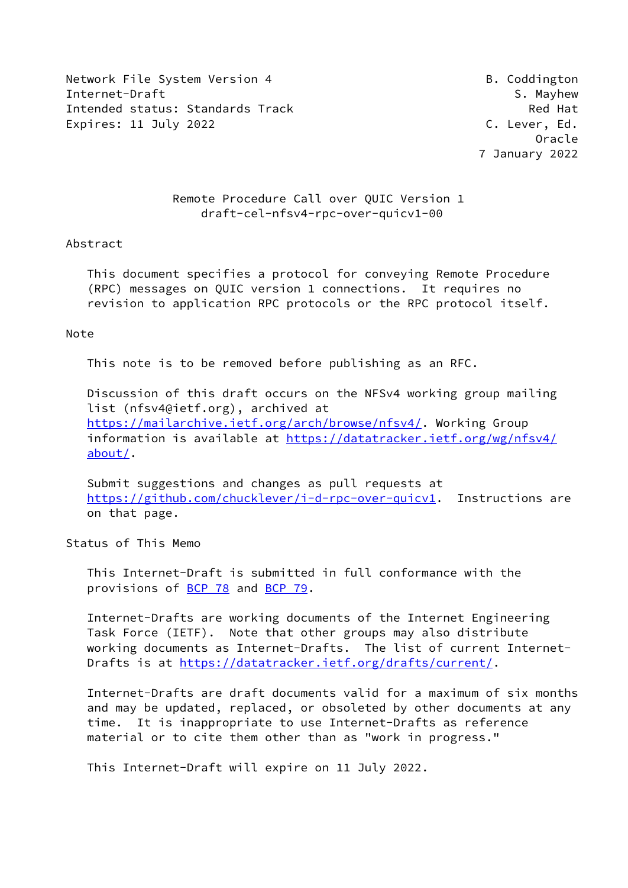Network File System Version 4 — B. Coddington
Internet-Draft — S. Mayhew
Intended status: Standards Track — Red Hat
Expires: 11 July 2022 — C. Lever, Ed.
Oracle
7 January 2022

# Remote Procedure Call over QUIC Version 1

draft-cel-nfsv4-rpc-over-quicv1-00

## Abstract

This document specifies a protocol for conveying Remote Procedure (RPC) messages on QUIC version 1 connections. It requires no revision to application RPC protocols or the RPC protocol itself.

## Note

This note is to be removed before publishing as an RFC.

Discussion of this draft occurs on the NFSv4 working group mailing list (nfsv4@ietf.org), archived at https://mailarchive.ietf.org/arch/browse/nfsv4/. Working Group information is available at https://datatracker.ietf.org/wg/nfsv4/about/.

Submit suggestions and changes as pull requests at https://github.com/chucklever/i-d-rpc-over-quicv1. Instructions are on that page.

## Status of This Memo

This Internet-Draft is submitted in full conformance with the provisions of BCP 78 and BCP 79.

Internet-Drafts are working documents of the Internet Engineering Task Force (IETF). Note that other groups may also distribute working documents as Internet-Drafts. The list of current Internet-Drafts is at https://datatracker.ietf.org/drafts/current/.

Internet-Drafts are draft documents valid for a maximum of six months and may be updated, replaced, or obsoleted by other documents at any time. It is inappropriate to use Internet-Drafts as reference material or to cite them other than as "work in progress."

This Internet-Draft will expire on 11 July 2022.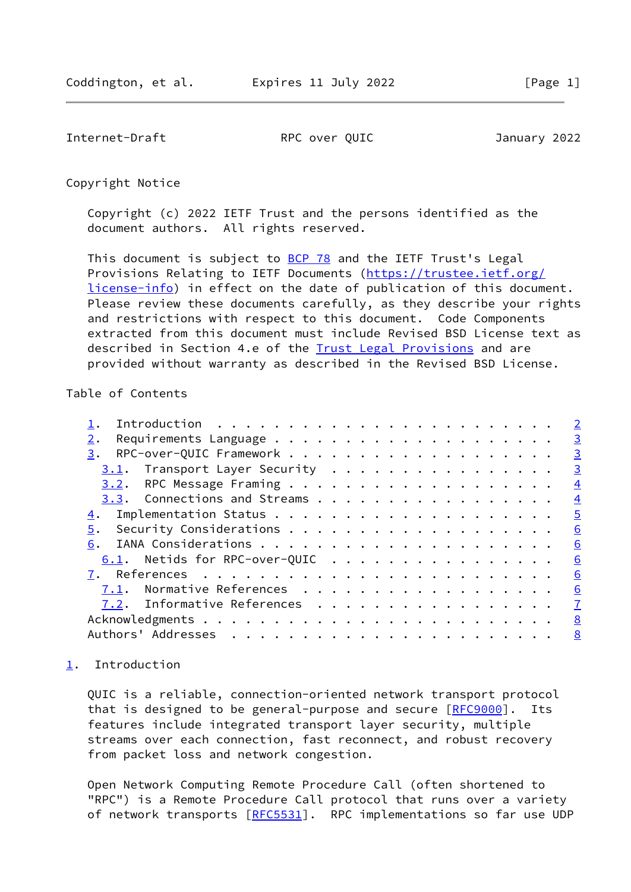## Copyright Notice

Copyright (c) 2022 IETF Trust and the persons identified as the document authors. All rights reserved.

This document is subject to BCP 78 and the IETF Trust's Legal Provisions Relating to IETF Documents (https://trustee.ietf.org/license-info) in effect on the date of publication of this document. Please review these documents carefully, as they describe your rights and restrictions with respect to this document. Code Components extracted from this document must include Revised BSD License text as described in Section 4.e of the Trust Legal Provisions and are provided without warranty as described in the Revised BSD License.

## Table of Contents

- 1. Introduction . . . . . . . . . . . . . . . . . . . . . . . . 2
- 2. Requirements Language . . . . . . . . . . . . . . . . . . . . 3
- 3. RPC-over-QUIC Framework . . . . . . . . . . . . . . . . . . . 3
  - 3.1. Transport Layer Security . . . . . . . . . . . . . . . . 3
  - 3.2. RPC Message Framing . . . . . . . . . . . . . . . . . . . 4
  - 3.3. Connections and Streams . . . . . . . . . . . . . . . . . 4
- 4. Implementation Status . . . . . . . . . . . . . . . . . . . . 5
- 5. Security Considerations . . . . . . . . . . . . . . . . . . . 6
- 6. IANA Considerations . . . . . . . . . . . . . . . . . . . . . 6
  - 6.1. Netids for RPC-over-QUIC . . . . . . . . . . . . . . . . 6
- 7. References . . . . . . . . . . . . . . . . . . . . . . . . . 6
  - 7.1. Normative References . . . . . . . . . . . . . . . . . . 6
  - 7.2. Informative References . . . . . . . . . . . . . . . . . 7
- Acknowledgments . . . . . . . . . . . . . . . . . . . . . . . . 8
- Authors' Addresses . . . . . . . . . . . . . . . . . . . . . . . 8

## 1. Introduction

QUIC is a reliable, connection-oriented network transport protocol that is designed to be general-purpose and secure [RFC9000]. Its features include integrated transport layer security, multiple streams over each connection, fast reconnect, and robust recovery from packet loss and network congestion.

Open Network Computing Remote Procedure Call (often shortened to "RPC") is a Remote Procedure Call protocol that runs over a variety of network transports [RFC5531]. RPC implementations so far use UDP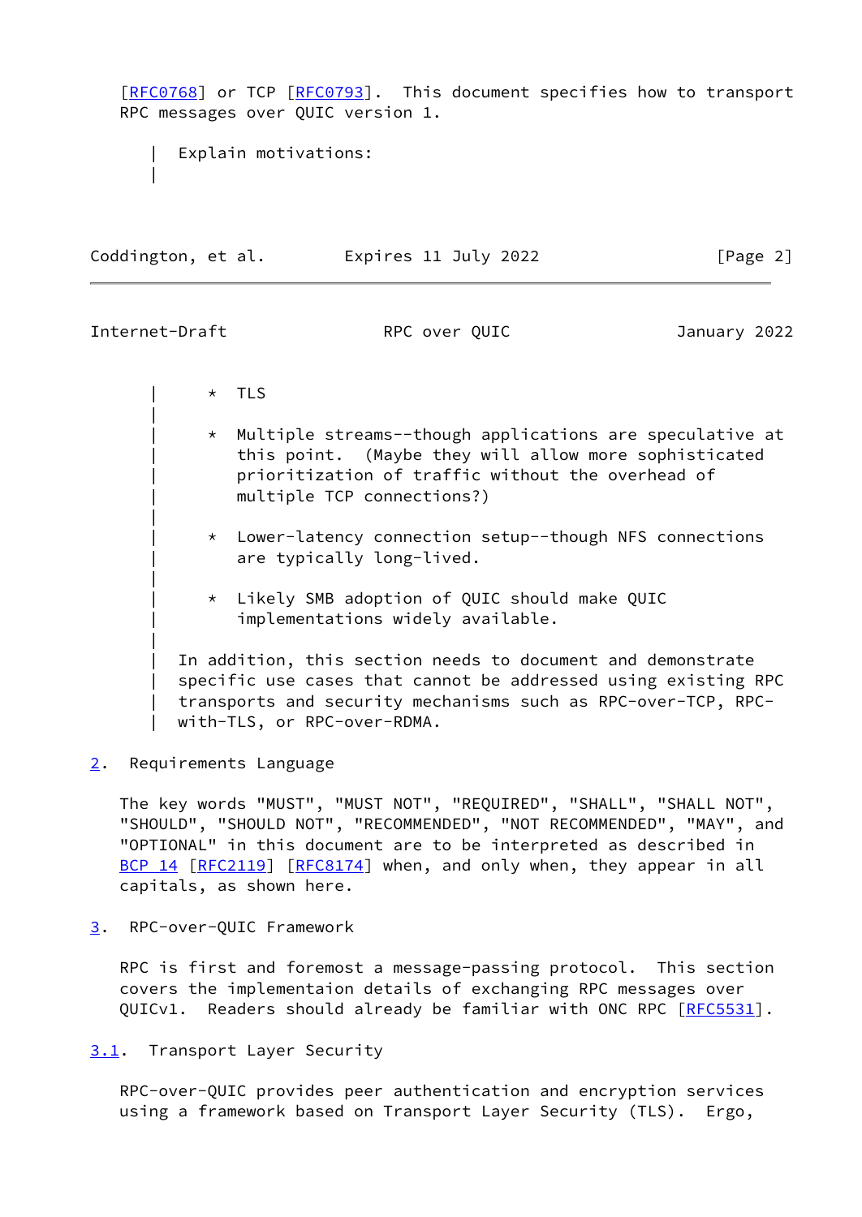[RFC0768] or TCP [RFC0793]. This document specifies how to transport RPC messages over QUIC version 1.

> Explain motivations:
>
> * TLS
>
> * Multiple streams--though applications are speculative at this point. (Maybe they will allow more sophisticated prioritization of traffic without the overhead of multiple TCP connections?)
>
> * Lower-latency connection setup--though NFS connections are typically long-lived.
>
> * Likely SMB adoption of QUIC should make QUIC implementations widely available.
>
> In addition, this section needs to document and demonstrate specific use cases that cannot be addressed using existing RPC transports and security mechanisms such as RPC-over-TCP, RPC-with-TLS, or RPC-over-RDMA.

## 2. Requirements Language

The key words "MUST", "MUST NOT", "REQUIRED", "SHALL", "SHALL NOT", "SHOULD", "SHOULD NOT", "RECOMMENDED", "NOT RECOMMENDED", "MAY", and "OPTIONAL" in this document are to be interpreted as described in BCP 14 [RFC2119] [RFC8174] when, and only when, they appear in all capitals, as shown here.

## 3. RPC-over-QUIC Framework

RPC is first and foremost a message-passing protocol. This section covers the implementaion details of exchanging RPC messages over QUICv1. Readers should already be familiar with ONC RPC [RFC5531].

### 3.1. Transport Layer Security

RPC-over-QUIC provides peer authentication and encryption services using a framework based on Transport Layer Security (TLS). Ergo,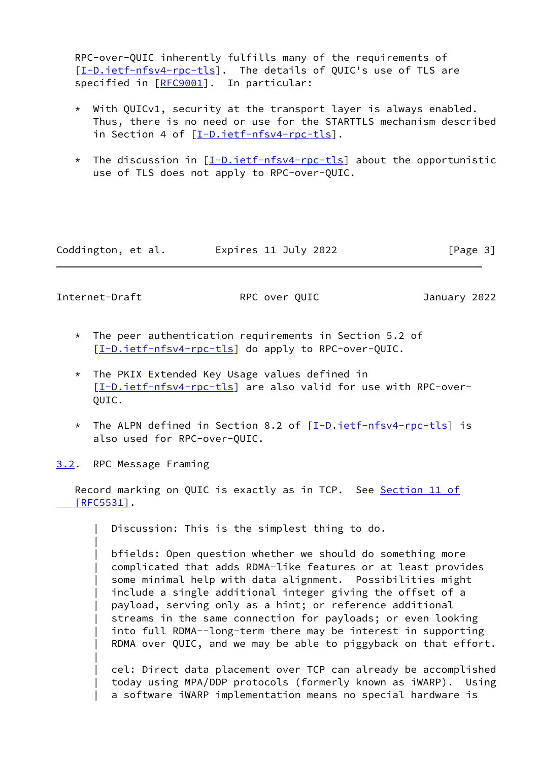RPC-over-QUIC inherently fulfills many of the requirements of [I-D.ietf-nfsv4-rpc-tls]. The details of QUIC's use of TLS are specified in [RFC9001]. In particular:

* With QUICv1, security at the transport layer is always enabled. Thus, there is no need or use for the STARTTLS mechanism described in Section 4 of [I-D.ietf-nfsv4-rpc-tls].

* The discussion in [I-D.ietf-nfsv4-rpc-tls] about the opportunistic use of TLS does not apply to RPC-over-QUIC.

* The peer authentication requirements in Section 5.2 of [I-D.ietf-nfsv4-rpc-tls] do apply to RPC-over-QUIC.

* The PKIX Extended Key Usage values defined in [I-D.ietf-nfsv4-rpc-tls] are also valid for use with RPC-over-QUIC.

* The ALPN defined in Section 8.2 of [I-D.ietf-nfsv4-rpc-tls] is also used for RPC-over-QUIC.

### 3.2. RPC Message Framing

Record marking on QUIC is exactly as in TCP. See Section 11 of [RFC5531].

> Discussion: This is the simplest thing to do.
>
> bfields: Open question whether we should do something more complicated that adds RDMA-like features or at least provides some minimal help with data alignment. Possibilities might include a single additional integer giving the offset of a payload, serving only as a hint; or reference additional streams in the same connection for payloads; or even looking into full RDMA--long-term there may be interest in supporting RDMA over QUIC, and we may be able to piggyback on that effort.
>
> cel: Direct data placement over TCP can already be accomplished today using MPA/DDP protocols (formerly known as iWARP). Using a software iWARP implementation means no special hardware is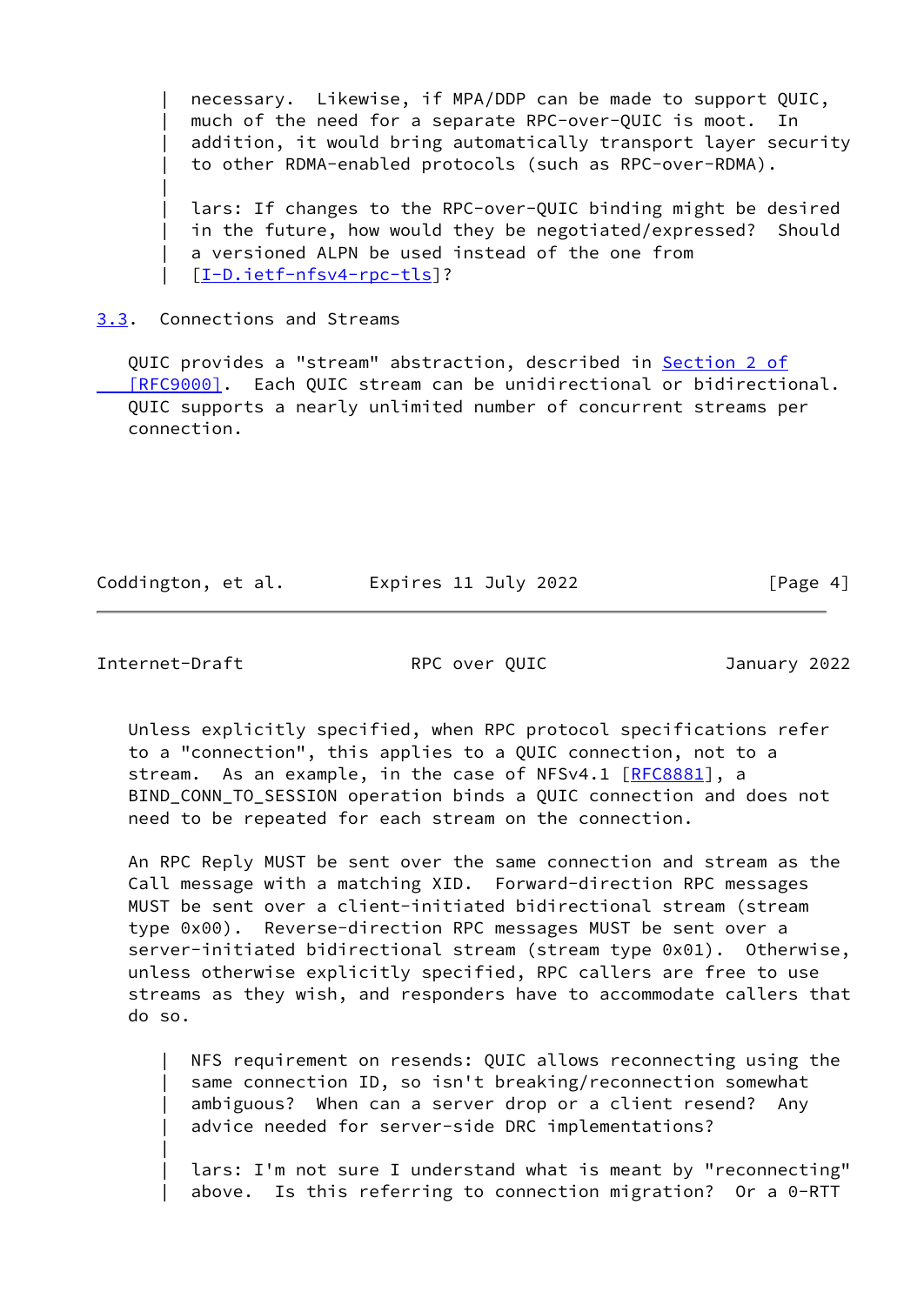> necessary. Likewise, if MPA/DDP can be made to support QUIC, much of the need for a separate RPC-over-QUIC is moot. In addition, it would bring automatically transport layer security to other RDMA-enabled protocols (such as RPC-over-RDMA).
>
> lars: If changes to the RPC-over-QUIC binding might be desired in the future, how would they be negotiated/expressed? Should a versioned ALPN be used instead of the one from [I-D.ietf-nfsv4-rpc-tls]?

### 3.3. Connections and Streams

QUIC provides a "stream" abstraction, described in Section 2 of [RFC9000]. Each QUIC stream can be unidirectional or bidirectional. QUIC supports a nearly unlimited number of concurrent streams per connection.

Unless explicitly specified, when RPC protocol specifications refer to a "connection", this applies to a QUIC connection, not to a stream. As an example, in the case of NFSv4.1 [RFC8881], a BIND_CONN_TO_SESSION operation binds a QUIC connection and does not need to be repeated for each stream on the connection.

An RPC Reply MUST be sent over the same connection and stream as the Call message with a matching XID. Forward-direction RPC messages MUST be sent over a client-initiated bidirectional stream (stream type 0x00). Reverse-direction RPC messages MUST be sent over a server-initiated bidirectional stream (stream type 0x01). Otherwise, unless otherwise explicitly specified, RPC callers are free to use streams as they wish, and responders have to accommodate callers that do so.

> NFS requirement on resends: QUIC allows reconnecting using the same connection ID, so isn't breaking/reconnection somewhat ambiguous? When can a server drop or a client resend? Any advice needed for server-side DRC implementations?
>
> lars: I'm not sure I understand what is meant by "reconnecting" above. Is this referring to connection migration? Or a 0-RTT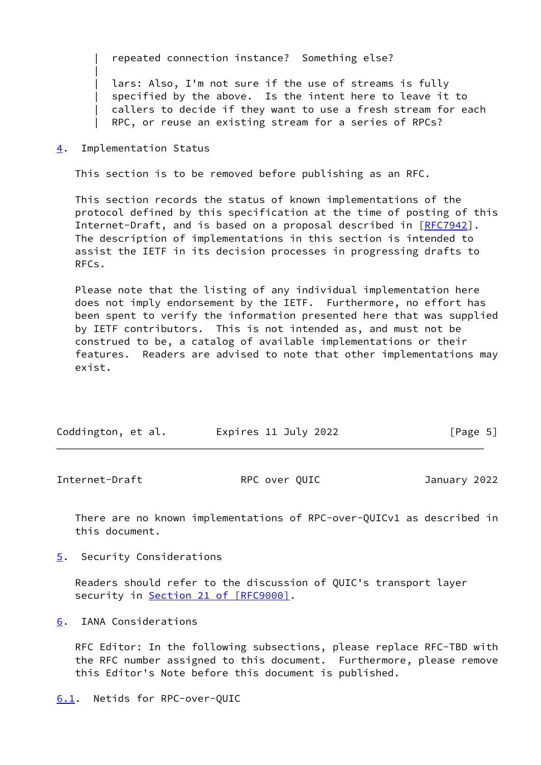> repeated connection instance? Something else?
>
> lars: Also, I'm not sure if the use of streams is fully specified by the above. Is the intent here to leave it to callers to decide if they want to use a fresh stream for each RPC, or reuse an existing stream for a series of RPCs?

## 4. Implementation Status

This section is to be removed before publishing as an RFC.

This section records the status of known implementations of the protocol defined by this specification at the time of posting of this Internet-Draft, and is based on a proposal described in [RFC7942]. The description of implementations in this section is intended to assist the IETF in its decision processes in progressing drafts to RFCs.

Please note that the listing of any individual implementation here does not imply endorsement by the IETF. Furthermore, no effort has been spent to verify the information presented here that was supplied by IETF contributors. This is not intended as, and must not be construed to be, a catalog of available implementations or their features. Readers are advised to note that other implementations may exist.

There are no known implementations of RPC-over-QUICv1 as described in this document.

## 5. Security Considerations

Readers should refer to the discussion of QUIC's transport layer security in Section 21 of [RFC9000].

## 6. IANA Considerations

RFC Editor: In the following subsections, please replace RFC-TBD with the RFC number assigned to this document. Furthermore, please remove this Editor's Note before this document is published.

### 6.1. Netids for RPC-over-QUIC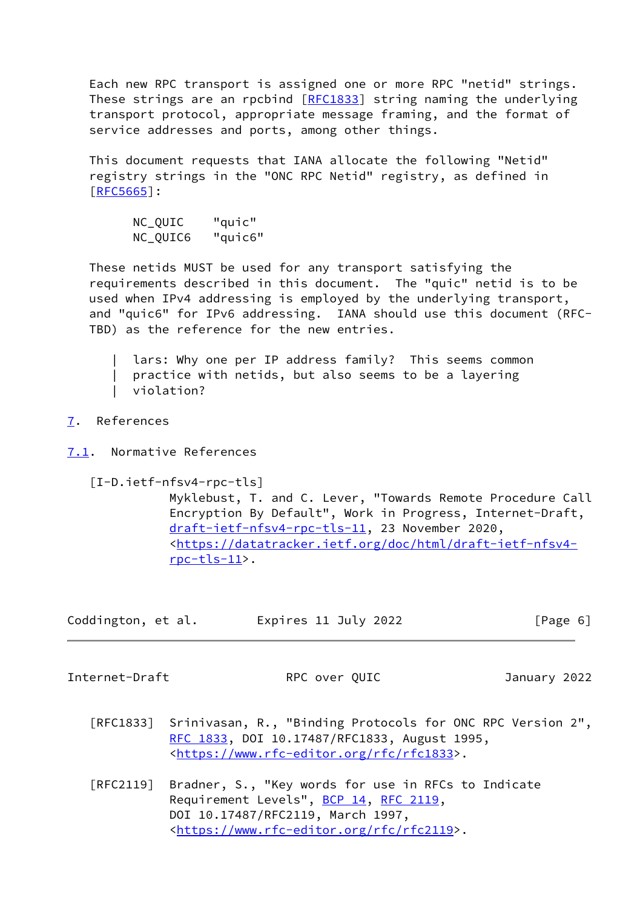Each new RPC transport is assigned one or more RPC "netid" strings. These strings are an rpcbind [RFC1833] string naming the underlying transport protocol, appropriate message framing, and the format of service addresses and ports, among other things.

This document requests that IANA allocate the following "Netid" registry strings in the "ONC RPC Netid" registry, as defined in [RFC5665]:

```
NC_QUIC    "quic"
NC_QUIC6   "quic6"
```

These netids MUST be used for any transport satisfying the requirements described in this document. The "quic" netid is to be used when IPv4 addressing is employed by the underlying transport, and "quic6" for IPv6 addressing. IANA should use this document (RFC-TBD) as the reference for the new entries.

> lars: Why one per IP address family? This seems common practice with netids, but also seems to be a layering violation?

## 7. References

### 7.1. Normative References

[I-D.ietf-nfsv4-rpc-tls]
Myklebust, T. and C. Lever, "Towards Remote Procedure Call Encryption By Default", Work in Progress, Internet-Draft, draft-ietf-nfsv4-rpc-tls-11, 23 November 2020, <https://datatracker.ietf.org/doc/html/draft-ietf-nfsv4-rpc-tls-11>.

[RFC1833] Srinivasan, R., "Binding Protocols for ONC RPC Version 2", RFC 1833, DOI 10.17487/RFC1833, August 1995, <https://www.rfc-editor.org/rfc/rfc1833>.

[RFC2119] Bradner, S., "Key words for use in RFCs to Indicate Requirement Levels", BCP 14, RFC 2119, DOI 10.17487/RFC2119, March 1997, <https://www.rfc-editor.org/rfc/rfc2119>.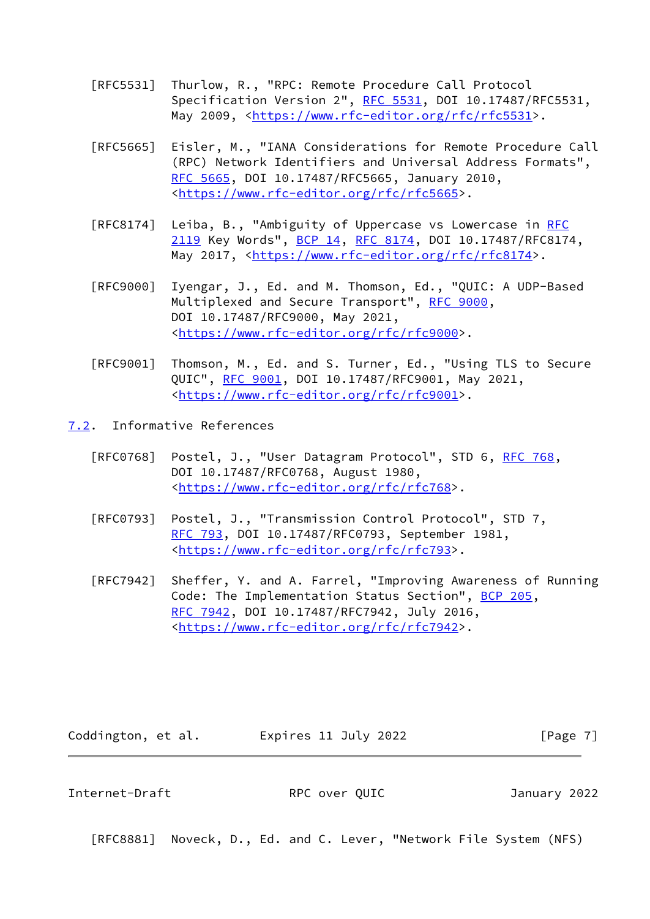[RFC5531] Thurlow, R., "RPC: Remote Procedure Call Protocol Specification Version 2", RFC 5531, DOI 10.17487/RFC5531, May 2009, <https://www.rfc-editor.org/rfc/rfc5531>.

[RFC5665] Eisler, M., "IANA Considerations for Remote Procedure Call (RPC) Network Identifiers and Universal Address Formats", RFC 5665, DOI 10.17487/RFC5665, January 2010, <https://www.rfc-editor.org/rfc/rfc5665>.

[RFC8174] Leiba, B., "Ambiguity of Uppercase vs Lowercase in RFC 2119 Key Words", BCP 14, RFC 8174, DOI 10.17487/RFC8174, May 2017, <https://www.rfc-editor.org/rfc/rfc8174>.

[RFC9000] Iyengar, J., Ed. and M. Thomson, Ed., "QUIC: A UDP-Based Multiplexed and Secure Transport", RFC 9000, DOI 10.17487/RFC9000, May 2021, <https://www.rfc-editor.org/rfc/rfc9000>.

[RFC9001] Thomson, M., Ed. and S. Turner, Ed., "Using TLS to Secure QUIC", RFC 9001, DOI 10.17487/RFC9001, May 2021, <https://www.rfc-editor.org/rfc/rfc9001>.

## 7.2. Informative References

[RFC0768] Postel, J., "User Datagram Protocol", STD 6, RFC 768, DOI 10.17487/RFC0768, August 1980, <https://www.rfc-editor.org/rfc/rfc768>.

[RFC0793] Postel, J., "Transmission Control Protocol", STD 7, RFC 793, DOI 10.17487/RFC0793, September 1981, <https://www.rfc-editor.org/rfc/rfc793>.

[RFC7942] Sheffer, Y. and A. Farrel, "Improving Awareness of Running Code: The Implementation Status Section", BCP 205, RFC 7942, DOI 10.17487/RFC7942, July 2016, <https://www.rfc-editor.org/rfc/rfc7942>.

[RFC8881] Noveck, D., Ed. and C. Lever, "Network File System (NFS)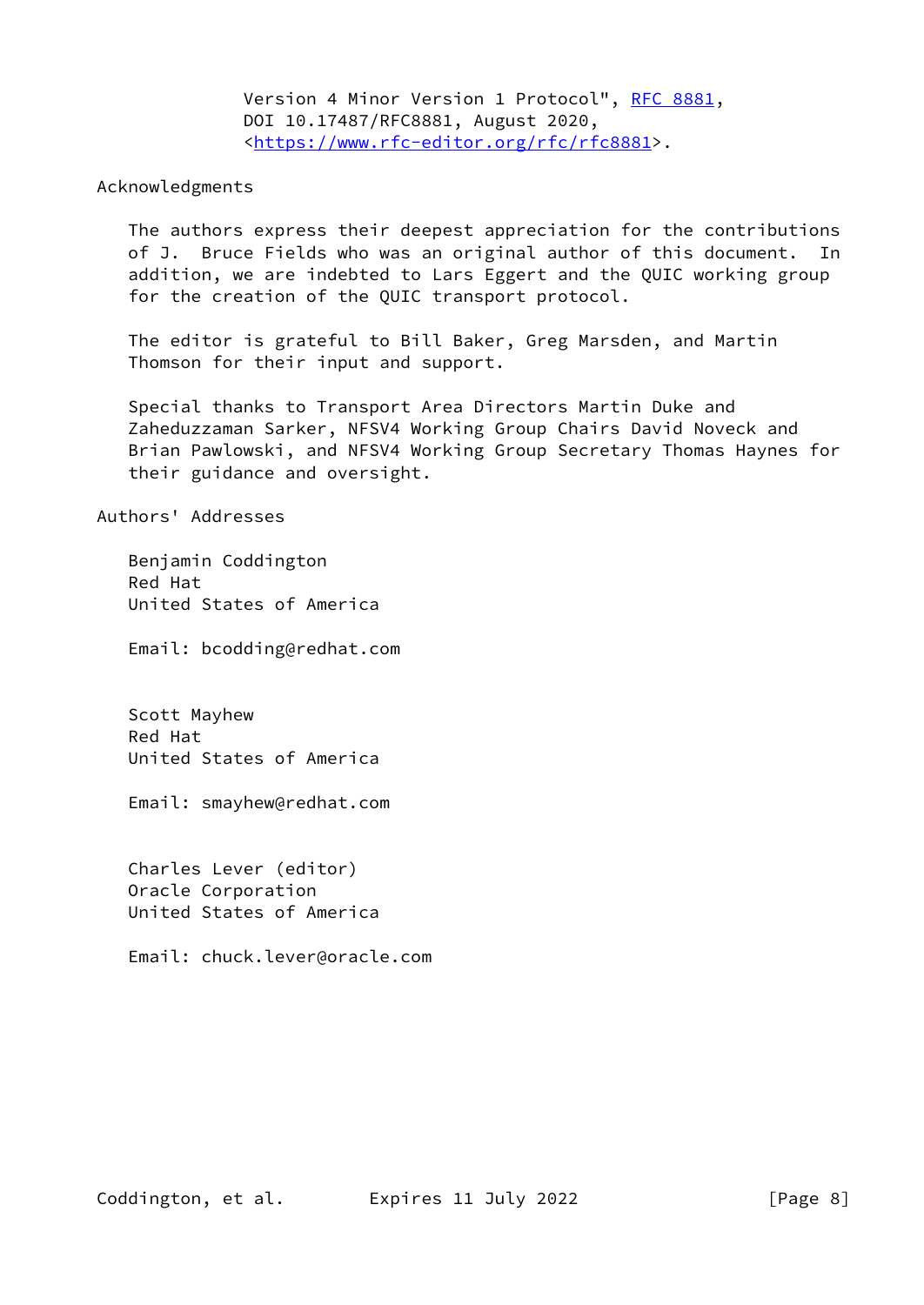Version 4 Minor Version 1 Protocol", RFC 8881, DOI 10.17487/RFC8881, August 2020, <https://www.rfc-editor.org/rfc/rfc8881>.

## Acknowledgments

The authors express their deepest appreciation for the contributions of J. Bruce Fields who was an original author of this document. In addition, we are indebted to Lars Eggert and the QUIC working group for the creation of the QUIC transport protocol.

The editor is grateful to Bill Baker, Greg Marsden, and Martin Thomson for their input and support.

Special thanks to Transport Area Directors Martin Duke and Zaheduzzaman Sarker, NFSV4 Working Group Chairs David Noveck and Brian Pawlowski, and NFSV4 Working Group Secretary Thomas Haynes for their guidance and oversight.

## Authors' Addresses

Benjamin Coddington
Red Hat
United States of America

Email: bcodding@redhat.com

Scott Mayhew
Red Hat
United States of America

Email: smayhew@redhat.com

Charles Lever (editor)
Oracle Corporation
United States of America

Email: chuck.lever@oracle.com